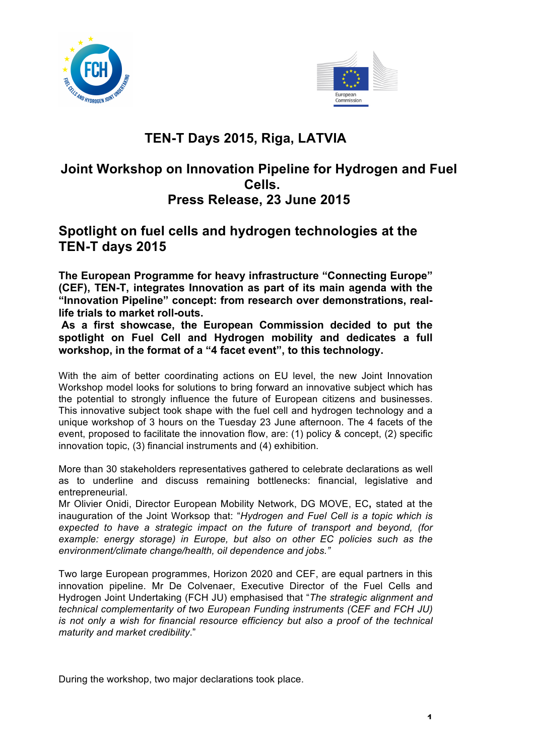# TEN-T Days 2015, Riga, LATVIA

## Joint Workshop on Innovation Pipeline for Hydrogen and Fuel Cells.
## Press Release, 23 June 2015

## Spotlight on fuel cells and hydrogen technologies at the TEN-T days 2015

**The European Programme for heavy infrastructure "Connecting Europe" (CEF), TEN-T, integrates Innovation as part of its main agenda with the "Innovation Pipeline" concept: from research over demonstrations, real-life trials to market roll-outs.**
**As a first showcase, the European Commission decided to put the spotlight on Fuel Cell and Hydrogen mobility and dedicates a full workshop, in the format of a "4 facet event", to this technology.**

With the aim of better coordinating actions on EU level, the new Joint Innovation Workshop model looks for solutions to bring forward an innovative subject which has the potential to strongly influence the future of European citizens and businesses. This innovative subject took shape with the fuel cell and hydrogen technology and a unique workshop of 3 hours on the Tuesday 23 June afternoon. The 4 facets of the event, proposed to facilitate the innovation flow, are: (1) policy & concept, (2) specific innovation topic, (3) financial instruments and (4) exhibition.

More than 30 stakeholders representatives gathered to celebrate declarations as well as to underline and discuss remaining bottlenecks: financial, legislative and entrepreneurial.
Mr Olivier Onidi, Director European Mobility Network, DG MOVE, EC**,** stated at the inauguration of the Joint Worksop that: "*Hydrogen and Fuel Cell is a topic which is expected to have a strategic impact on the future of transport and beyond, (for example: energy storage) in Europe, but also on other EC policies such as the environment/climate change/health, oil dependence and jobs."*

Two large European programmes, Horizon 2020 and CEF, are equal partners in this innovation pipeline. Mr De Colvenaer, Executive Director of the Fuel Cells and Hydrogen Joint Undertaking (FCH JU) emphasised that "*The strategic alignment and technical complementarity of two European Funding instruments (CEF and FCH JU) is not only a wish for financial resource efficiency but also a proof of the technical maturity and market credibility*."

During the workshop, two major declarations took place.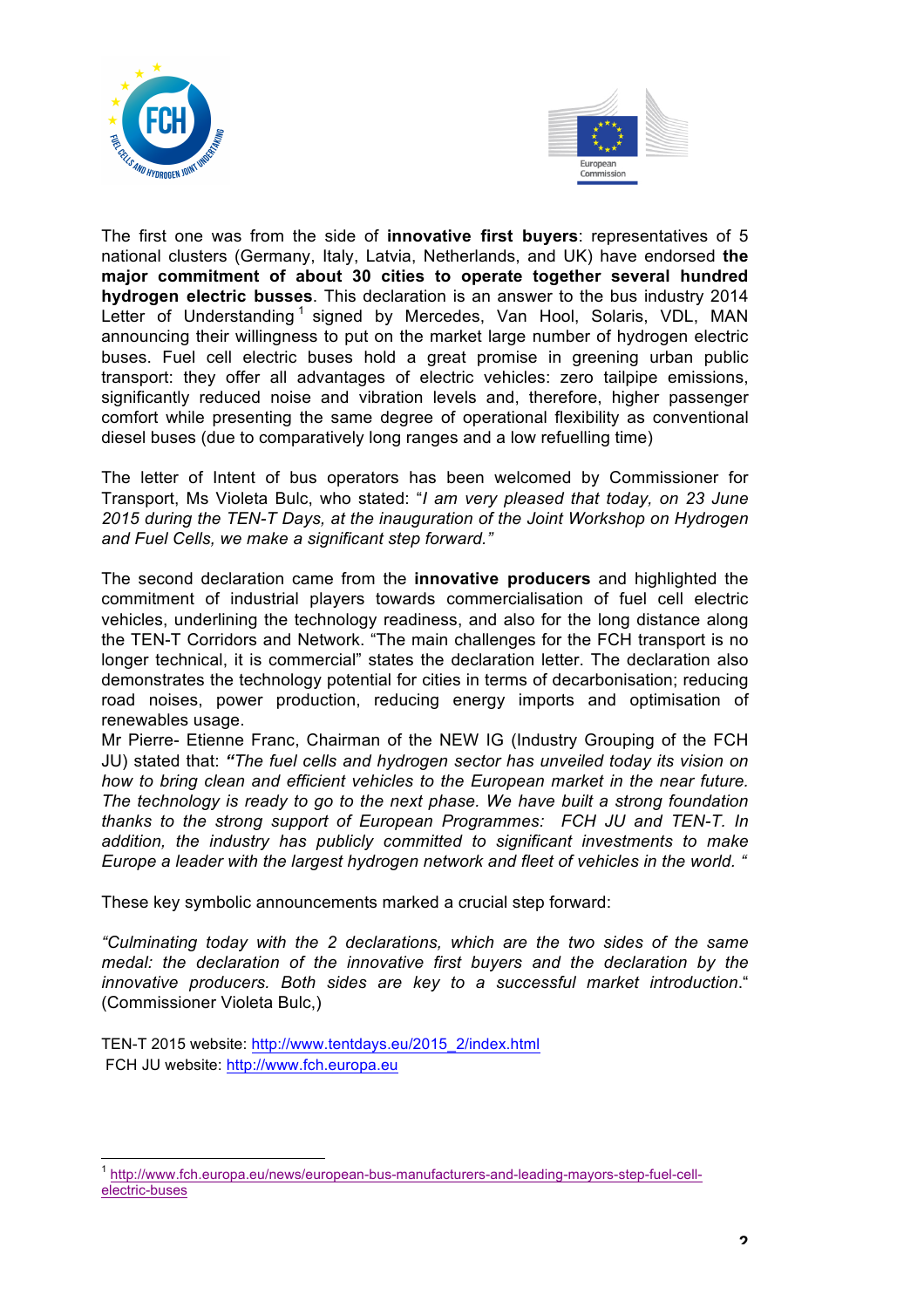The first one was from the side of **innovative first buyers**: representatives of 5 national clusters (Germany, Italy, Latvia, Netherlands, and UK) have endorsed **the major commitment of about 30 cities to operate together several hundred hydrogen electric busses**. This declaration is an answer to the bus industry 2014 Letter of Understanding [1] signed by Mercedes, Van Hool, Solaris, VDL, MAN announcing their willingness to put on the market large number of hydrogen electric buses. Fuel cell electric buses hold a great promise in greening urban public transport: they offer all advantages of electric vehicles: zero tailpipe emissions, significantly reduced noise and vibration levels and, therefore, higher passenger comfort while presenting the same degree of operational flexibility as conventional diesel buses (due to comparatively long ranges and a low refuelling time)

The letter of Intent of bus operators has been welcomed by Commissioner for Transport, Ms Violeta Bulc, who stated: "*I am very pleased that today, on 23 June 2015 during the TEN-T Days, at the inauguration of the Joint Workshop on Hydrogen and Fuel Cells, we make a significant step forward.*"

The second declaration came from the **innovative producers** and highlighted the commitment of industrial players towards commercialisation of fuel cell electric vehicles, underlining the technology readiness, and also for the long distance along the TEN-T Corridors and Network. "The main challenges for the FCH transport is no longer technical, it is commercial" states the declaration letter. The declaration also demonstrates the technology potential for cities in terms of decarbonisation; reducing road noises, power production, reducing energy imports and optimisation of renewables usage.
Mr Pierre- Etienne Franc, Chairman of the NEW IG (Industry Grouping of the FCH JU) stated that: ***"****The fuel cells and hydrogen sector has unveiled today its vision on how to bring clean and efficient vehicles to the European market in the near future. The technology is ready to go to the next phase. We have built a strong foundation thanks to the strong support of European Programmes: FCH JU and TEN-T. In addition, the industry has publicly committed to significant investments to make Europe a leader with the largest hydrogen network and fleet of vehicles in the world.* "

These key symbolic announcements marked a crucial step forward:

*"Culminating today with the 2 declarations, which are the two sides of the same medal: the declaration of the innovative first buyers and the declaration by the innovative producers. Both sides are key to a successful market introduction*." (Commissioner Violeta Bulc,)

TEN-T 2015 website: http://www.tentdays.eu/2015_2/index.html
FCH JU website: http://www.fch.europa.eu

[1] http://www.fch.europa.eu/news/european-bus-manufacturers-and-leading-mayors-step-fuel-cell-electric-buses